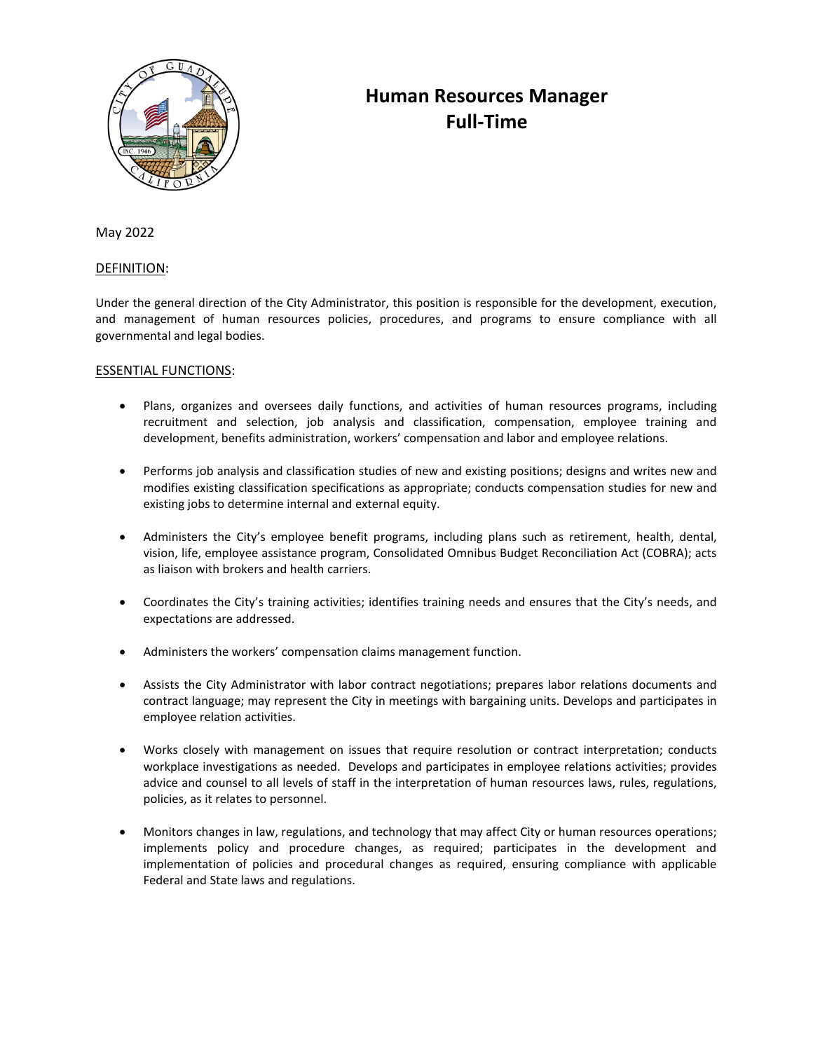# Human Resources Manager
# Full-Time

May 2022

DEFINITION:

Under the general direction of the City Administrator, this position is responsible for the development, execution, and management of human resources policies, procedures, and programs to ensure compliance with all governmental and legal bodies.

ESSENTIAL FUNCTIONS:

- Plans, organizes and oversees daily functions, and activities of human resources programs, including recruitment and selection, job analysis and classification, compensation, employee training and development, benefits administration, workers' compensation and labor and employee relations.

- Performs job analysis and classification studies of new and existing positions; designs and writes new and modifies existing classification specifications as appropriate; conducts compensation studies for new and existing jobs to determine internal and external equity.

- Administers the City's employee benefit programs, including plans such as retirement, health, dental, vision, life, employee assistance program, Consolidated Omnibus Budget Reconciliation Act (COBRA); acts as liaison with brokers and health carriers.

- Coordinates the City's training activities; identifies training needs and ensures that the City's needs, and expectations are addressed.

- Administers the workers' compensation claims management function.

- Assists the City Administrator with labor contract negotiations; prepares labor relations documents and contract language; may represent the City in meetings with bargaining units. Develops and participates in employee relation activities.

- Works closely with management on issues that require resolution or contract interpretation; conducts workplace investigations as needed. Develops and participates in employee relations activities; provides advice and counsel to all levels of staff in the interpretation of human resources laws, rules, regulations, policies, as it relates to personnel.

- Monitors changes in law, regulations, and technology that may affect City or human resources operations; implements policy and procedure changes, as required; participates in the development and implementation of policies and procedural changes as required, ensuring compliance with applicable Federal and State laws and regulations.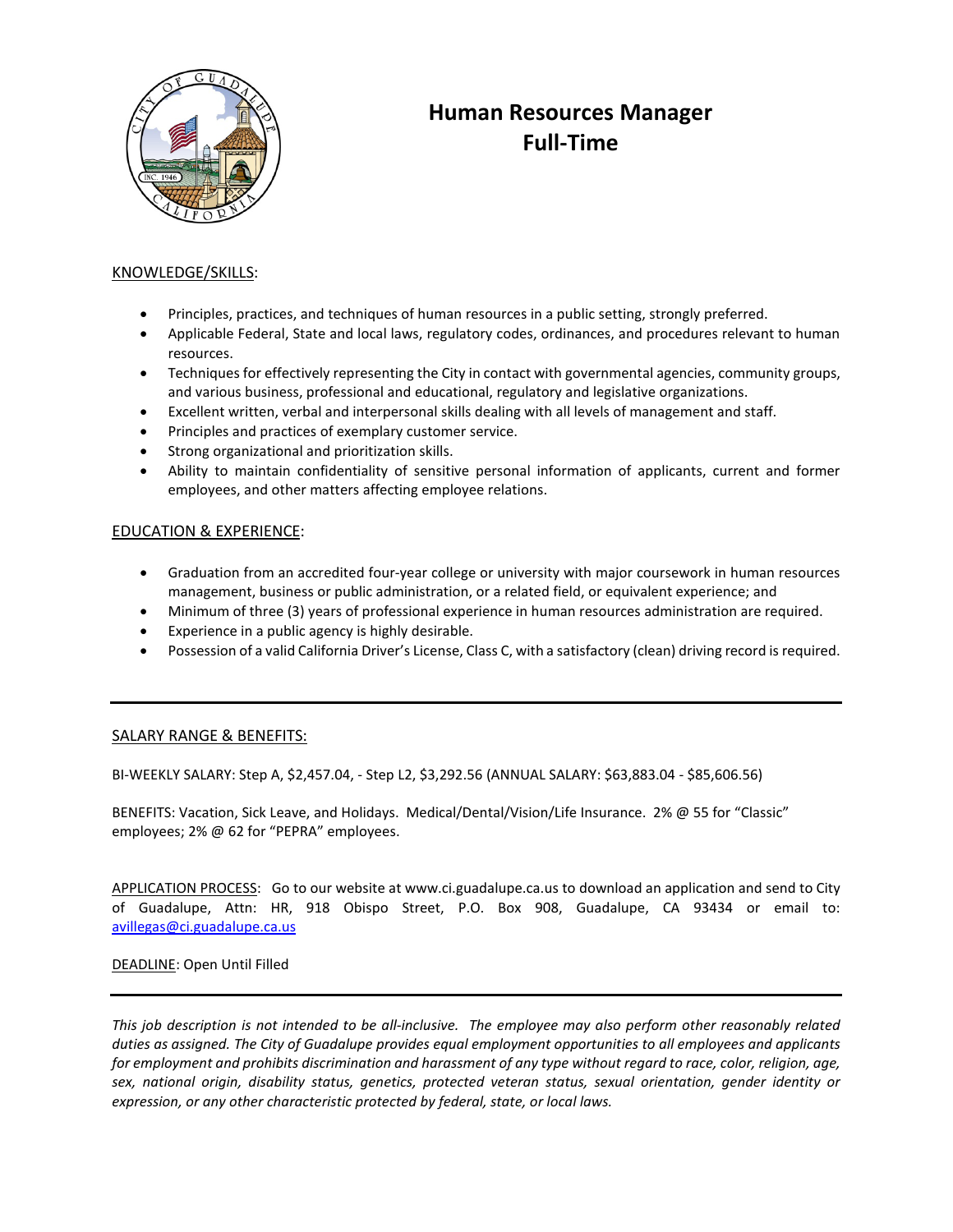# Human Resources Manager Full-Time

KNOWLEDGE/SKILLS:

- Principles, practices, and techniques of human resources in a public setting, strongly preferred.
- Applicable Federal, State and local laws, regulatory codes, ordinances, and procedures relevant to human resources.
- Techniques for effectively representing the City in contact with governmental agencies, community groups, and various business, professional and educational, regulatory and legislative organizations.
- Excellent written, verbal and interpersonal skills dealing with all levels of management and staff.
- Principles and practices of exemplary customer service.
- Strong organizational and prioritization skills.
- Ability to maintain confidentiality of sensitive personal information of applicants, current and former employees, and other matters affecting employee relations.

EDUCATION & EXPERIENCE:

- Graduation from an accredited four-year college or university with major coursework in human resources management, business or public administration, or a related field, or equivalent experience; and
- Minimum of three (3) years of professional experience in human resources administration are required.
- Experience in a public agency is highly desirable.
- Possession of a valid California Driver's License, Class C, with a satisfactory (clean) driving record is required.

---

SALARY RANGE & BENEFITS:

BI-WEEKLY SALARY: Step A, $2,457.04, - Step L2, $3,292.56 (ANNUAL SALARY: $63,883.04 - $85,606.56)

BENEFITS: Vacation, Sick Leave, and Holidays. Medical/Dental/Vision/Life Insurance. 2% @ 55 for "Classic" employees; 2% @ 62 for "PEPRA" employees.

APPLICATION PROCESS: Go to our website at www.ci.guadalupe.ca.us to download an application and send to City of Guadalupe, Attn: HR, 918 Obispo Street, P.O. Box 908, Guadalupe, CA 93434 or email to: avillegas@ci.guadalupe.ca.us

DEADLINE: Open Until Filled

---

*This job description is not intended to be all-inclusive. The employee may also perform other reasonably related duties as assigned. The City of Guadalupe provides equal employment opportunities to all employees and applicants for employment and prohibits discrimination and harassment of any type without regard to race, color, religion, age, sex, national origin, disability status, genetics, protected veteran status, sexual orientation, gender identity or expression, or any other characteristic protected by federal, state, or local laws.*